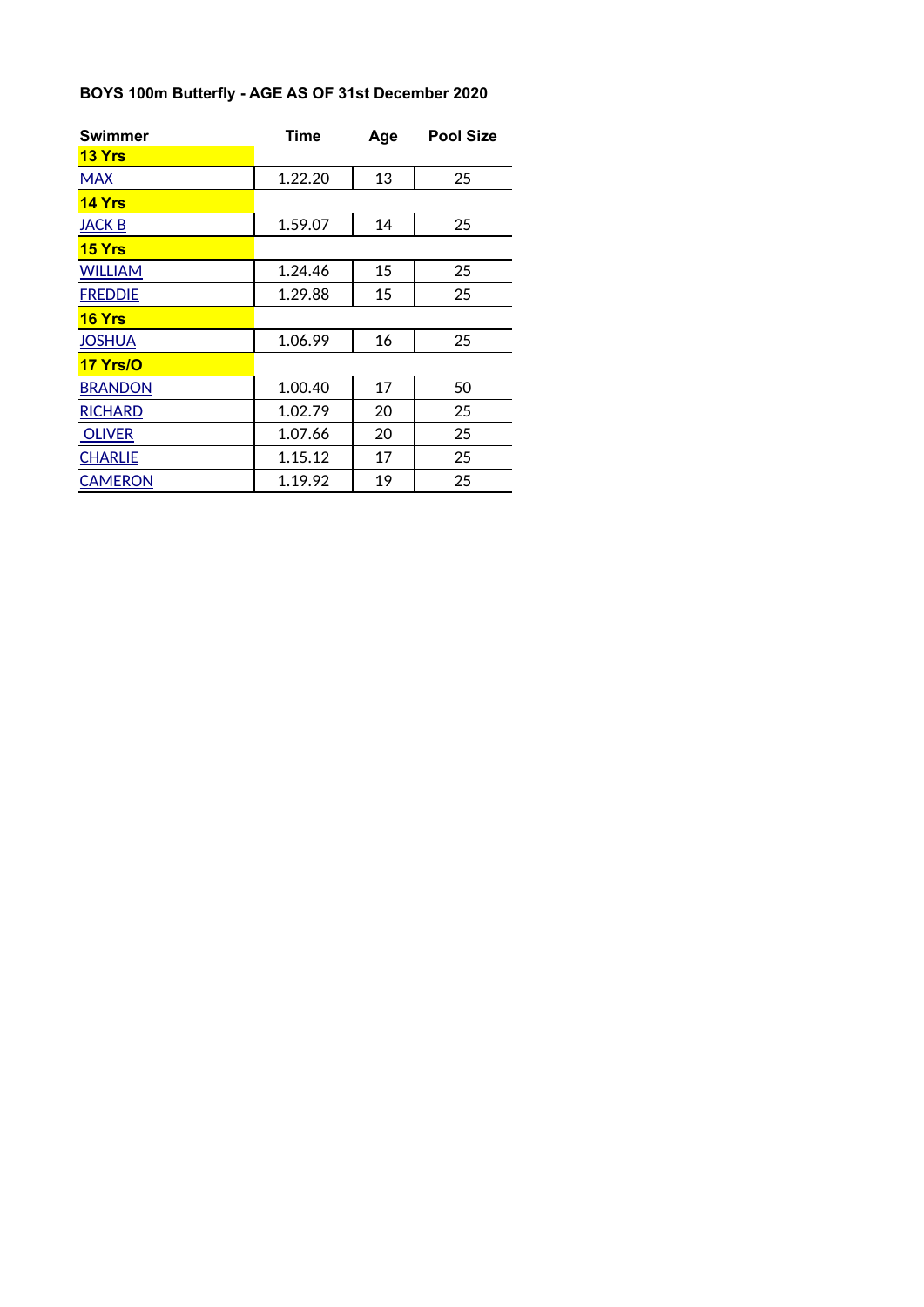## BOYS 100m Butterfly - AGE AS OF 31st December 2020

| Swimmer | Time | Age | Pool Size |
|---|---|---|---|
| **13 Yrs** | | | |
| MAX | 1.22.20 | 13 | 25 |
| **14 Yrs** | | | |
| JACK B | 1.59.07 | 14 | 25 |
| **15 Yrs** | | | |
| WILLIAM | 1.24.46 | 15 | 25 |
| FREDDIE | 1.29.88 | 15 | 25 |
| **16 Yrs** | | | |
| JOSHUA | 1.06.99 | 16 | 25 |
| **17 Yrs/O** | | | |
| BRANDON | 1.00.40 | 17 | 50 |
| RICHARD | 1.02.79 | 20 | 25 |
| OLIVER | 1.07.66 | 20 | 25 |
| CHARLIE | 1.15.12 | 17 | 25 |
| CAMERON | 1.19.92 | 19 | 25 |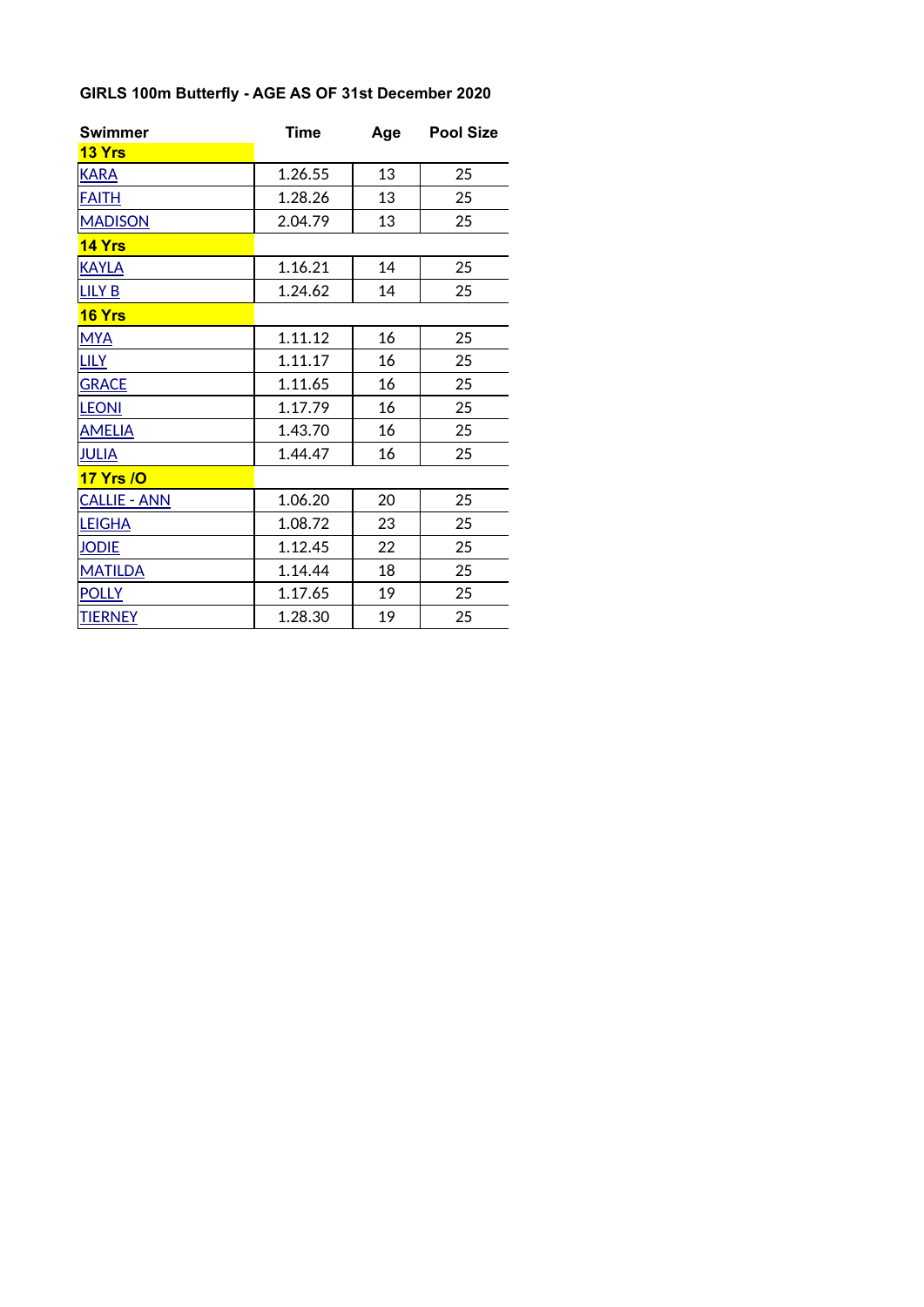## GIRLS 100m Butterfly - AGE AS OF 31st December 2020

| Swimmer | Time | Age | Pool Size |
| --- | --- | --- | --- |
| **13 Yrs** | | | |
| KARA | 1.26.55 | 13 | 25 |
| FAITH | 1.28.26 | 13 | 25 |
| MADISON | 2.04.79 | 13 | 25 |
| **14 Yrs** | | | |
| KAYLA | 1.16.21 | 14 | 25 |
| LILY B | 1.24.62 | 14 | 25 |
| **16 Yrs** | | | |
| MYA | 1.11.12 | 16 | 25 |
| LILY | 1.11.17 | 16 | 25 |
| GRACE | 1.11.65 | 16 | 25 |
| LEONI | 1.17.79 | 16 | 25 |
| AMELIA | 1.43.70 | 16 | 25 |
| JULIA | 1.44.47 | 16 | 25 |
| **17 Yrs /O** | | | |
| CALLIE - ANN | 1.06.20 | 20 | 25 |
| LEIGHA | 1.08.72 | 23 | 25 |
| JODIE | 1.12.45 | 22 | 25 |
| MATILDA | 1.14.44 | 18 | 25 |
| POLLY | 1.17.65 | 19 | 25 |
| TIERNEY | 1.28.30 | 19 | 25 |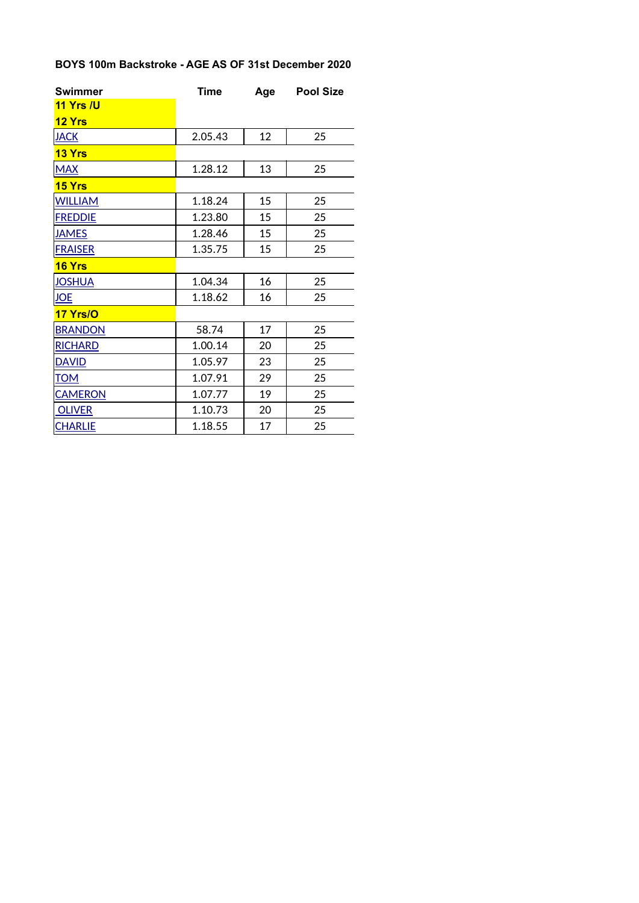**BOYS 100m Backstroke - AGE AS OF 31st December 2020**

| Swimmer | Time | Age | Pool Size |
|---|---|---|---|
| **11 Yrs /U** | | | |
| **12 Yrs** | | | |
| JACK | 2.05.43 | 12 | 25 |
| **13 Yrs** | | | |
| MAX | 1.28.12 | 13 | 25 |
| **15 Yrs** | | | |
| WILLIAM | 1.18.24 | 15 | 25 |
| FREDDIE | 1.23.80 | 15 | 25 |
| JAMES | 1.28.46 | 15 | 25 |
| FRAISER | 1.35.75 | 15 | 25 |
| **16 Yrs** | | | |
| JOSHUA | 1.04.34 | 16 | 25 |
| JOE | 1.18.62 | 16 | 25 |
| **17 Yrs/O** | | | |
| BRANDON | 58.74 | 17 | 25 |
| RICHARD | 1.00.14 | 20 | 25 |
| DAVID | 1.05.97 | 23 | 25 |
| TOM | 1.07.91 | 29 | 25 |
| CAMERON | 1.07.77 | 19 | 25 |
| OLIVER | 1.10.73 | 20 | 25 |
| CHARLIE | 1.18.55 | 17 | 25 |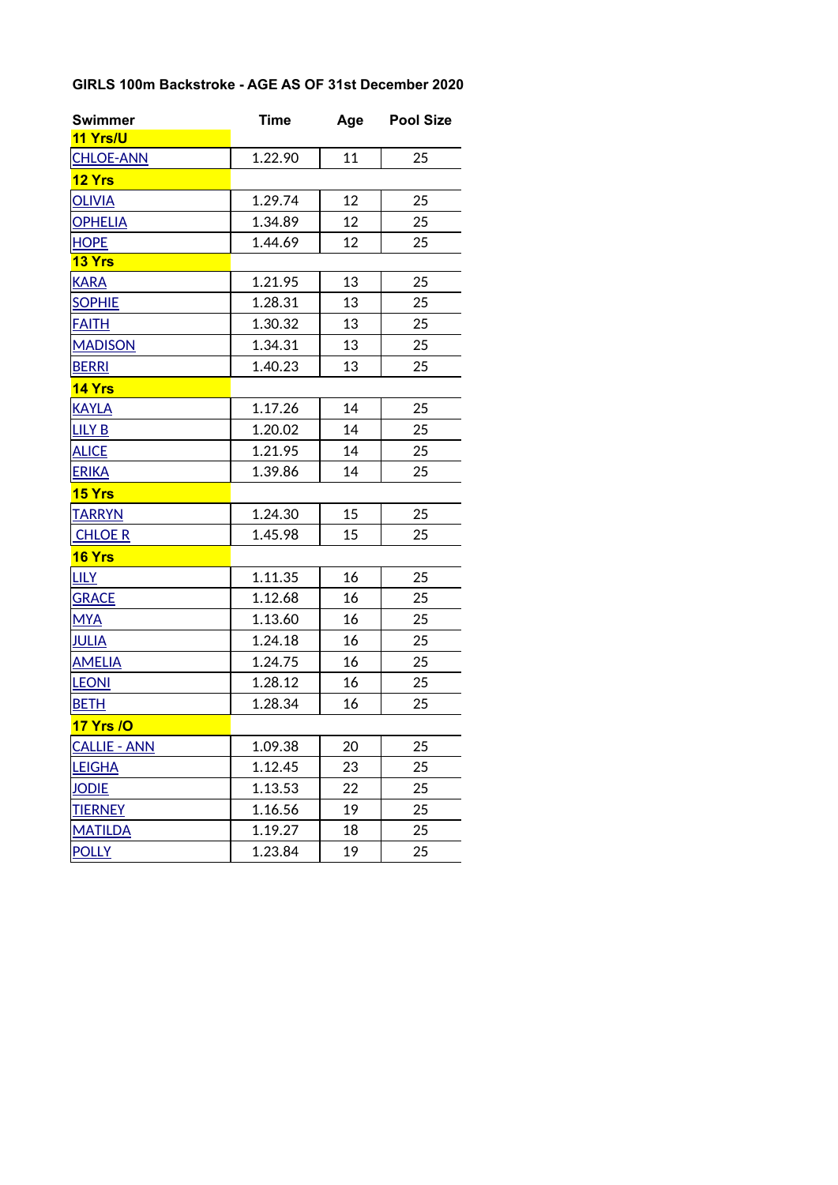### GIRLS 100m Backstroke - AGE AS OF 31st December 2020

| Swimmer | Time | Age | Pool Size |
| --- | --- | --- | --- |
| **11 Yrs/U** | | | |
| CHLOE-ANN | 1.22.90 | 11 | 25 |
| **12 Yrs** | | | |
| OLIVIA | 1.29.74 | 12 | 25 |
| OPHELIA | 1.34.89 | 12 | 25 |
| HOPE | 1.44.69 | 12 | 25 |
| **13 Yrs** | | | |
| KARA | 1.21.95 | 13 | 25 |
| SOPHIE | 1.28.31 | 13 | 25 |
| FAITH | 1.30.32 | 13 | 25 |
| MADISON | 1.34.31 | 13 | 25 |
| BERRI | 1.40.23 | 13 | 25 |
| **14 Yrs** | | | |
| KAYLA | 1.17.26 | 14 | 25 |
| LILY B | 1.20.02 | 14 | 25 |
| ALICE | 1.21.95 | 14 | 25 |
| ERIKA | 1.39.86 | 14 | 25 |
| **15 Yrs** | | | |
| TARRYN | 1.24.30 | 15 | 25 |
| CHLOE R | 1.45.98 | 15 | 25 |
| **16 Yrs** | | | |
| LILY | 1.11.35 | 16 | 25 |
| GRACE | 1.12.68 | 16 | 25 |
| MYA | 1.13.60 | 16 | 25 |
| JULIA | 1.24.18 | 16 | 25 |
| AMELIA | 1.24.75 | 16 | 25 |
| LEONI | 1.28.12 | 16 | 25 |
| BETH | 1.28.34 | 16 | 25 |
| **17 Yrs /O** | | | |
| CALLIE - ANN | 1.09.38 | 20 | 25 |
| LEIGHA | 1.12.45 | 23 | 25 |
| JODIE | 1.13.53 | 22 | 25 |
| TIERNEY | 1.16.56 | 19 | 25 |
| MATILDA | 1.19.27 | 18 | 25 |
| POLLY | 1.23.84 | 19 | 25 |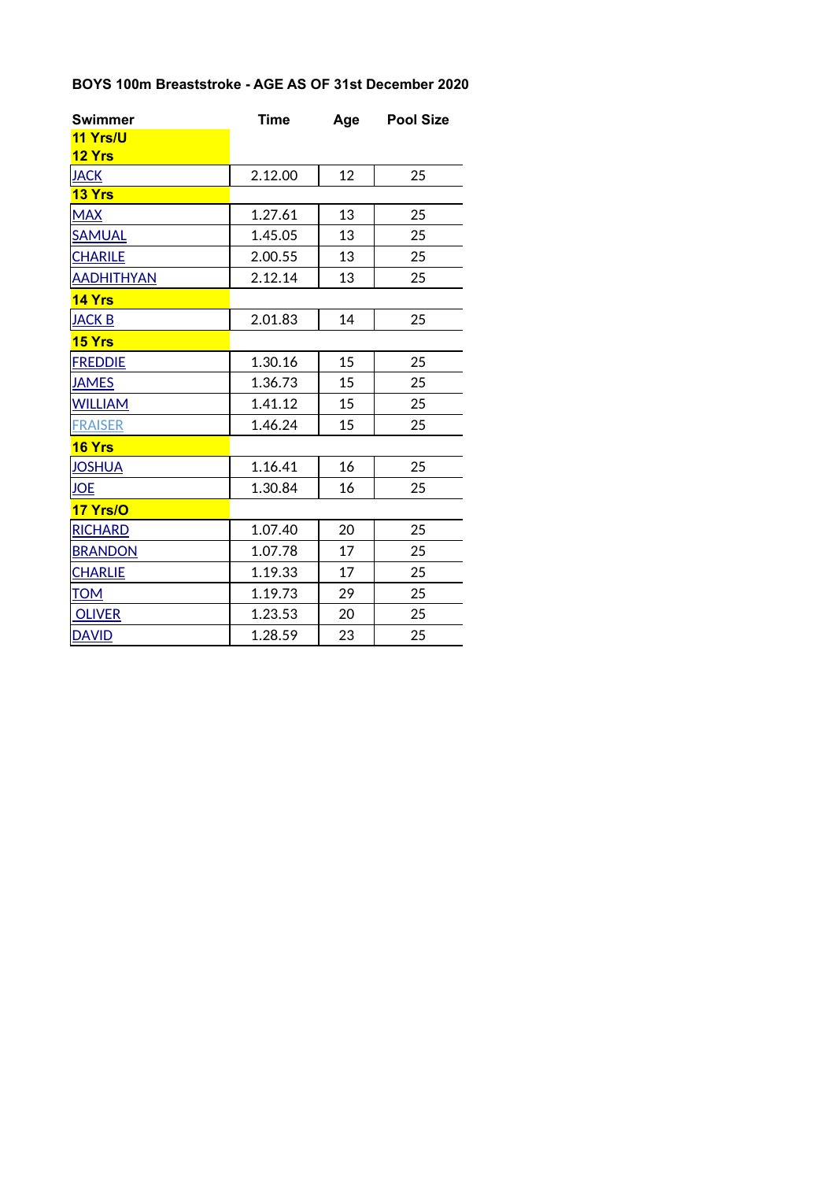**BOYS 100m Breaststroke - AGE AS OF 31st December 2020**

| Swimmer | Time | Age | Pool Size |
|---|---|---|---|
| **11 Yrs/U** | | | |
| **12 Yrs** | | | |
| JACK | 2.12.00 | 12 | 25 |
| **13 Yrs** | | | |
| MAX | 1.27.61 | 13 | 25 |
| SAMUAL | 1.45.05 | 13 | 25 |
| CHARILE | 2.00.55 | 13 | 25 |
| AADHITHYAN | 2.12.14 | 13 | 25 |
| **14 Yrs** | | | |
| JACK B | 2.01.83 | 14 | 25 |
| **15 Yrs** | | | |
| FREDDIE | 1.30.16 | 15 | 25 |
| JAMES | 1.36.73 | 15 | 25 |
| WILLIAM | 1.41.12 | 15 | 25 |
| FRAISER | 1.46.24 | 15 | 25 |
| **16 Yrs** | | | |
| JOSHUA | 1.16.41 | 16 | 25 |
| JOE | 1.30.84 | 16 | 25 |
| **17 Yrs/O** | | | |
| RICHARD | 1.07.40 | 20 | 25 |
| BRANDON | 1.07.78 | 17 | 25 |
| CHARLIE | 1.19.33 | 17 | 25 |
| TOM | 1.19.73 | 29 | 25 |
| OLIVER | 1.23.53 | 20 | 25 |
| DAVID | 1.28.59 | 23 | 25 |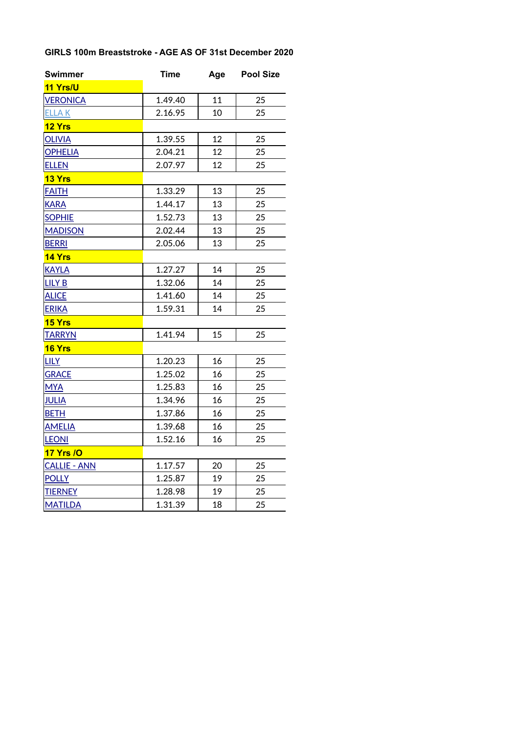**GIRLS 100m Breaststroke - AGE AS OF 31st December 2020**

| Swimmer | Time | Age | Pool Size |
|---|---|---|---|
| **11 Yrs/U** | | | |
| VERONICA | 1.49.40 | 11 | 25 |
| ELLA K | 2.16.95 | 10 | 25 |
| **12 Yrs** | | | |
| OLIVIA | 1.39.55 | 12 | 25 |
| OPHELIA | 2.04.21 | 12 | 25 |
| ELLEN | 2.07.97 | 12 | 25 |
| **13 Yrs** | | | |
| FAITH | 1.33.29 | 13 | 25 |
| KARA | 1.44.17 | 13 | 25 |
| SOPHIE | 1.52.73 | 13 | 25 |
| MADISON | 2.02.44 | 13 | 25 |
| BERRI | 2.05.06 | 13 | 25 |
| **14 Yrs** | | | |
| KAYLA | 1.27.27 | 14 | 25 |
| LILY B | 1.32.06 | 14 | 25 |
| ALICE | 1.41.60 | 14 | 25 |
| ERIKA | 1.59.31 | 14 | 25 |
| **15 Yrs** | | | |
| TARRYN | 1.41.94 | 15 | 25 |
| **16 Yrs** | | | |
| LILY | 1.20.23 | 16 | 25 |
| GRACE | 1.25.02 | 16 | 25 |
| MYA | 1.25.83 | 16 | 25 |
| JULIA | 1.34.96 | 16 | 25 |
| BETH | 1.37.86 | 16 | 25 |
| AMELIA | 1.39.68 | 16 | 25 |
| LEONI | 1.52.16 | 16 | 25 |
| **17 Yrs /O** | | | |
| CALLIE - ANN | 1.17.57 | 20 | 25 |
| POLLY | 1.25.87 | 19 | 25 |
| TIERNEY | 1.28.98 | 19 | 25 |
| MATILDA | 1.31.39 | 18 | 25 |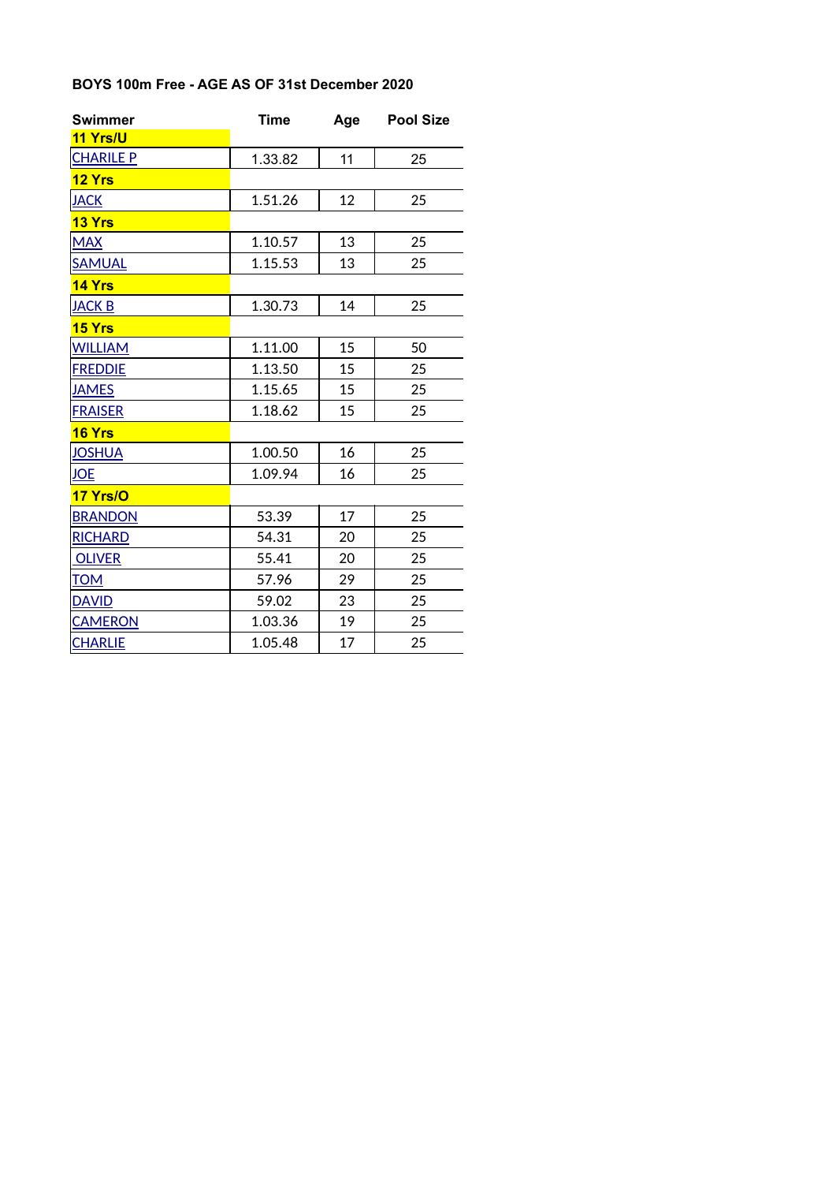**BOYS 100m Free - AGE AS OF 31st December 2020**

| Swimmer | Time | Age | Pool Size |
| --- | --- | --- | --- |
| **11 Yrs/U** | | | |
| CHARILE P | 1.33.82 | 11 | 25 |
| **12 Yrs** | | | |
| JACK | 1.51.26 | 12 | 25 |
| **13 Yrs** | | | |
| MAX | 1.10.57 | 13 | 25 |
| SAMUAL | 1.15.53 | 13 | 25 |
| **14 Yrs** | | | |
| JACK B | 1.30.73 | 14 | 25 |
| **15 Yrs** | | | |
| WILLIAM | 1.11.00 | 15 | 50 |
| FREDDIE | 1.13.50 | 15 | 25 |
| JAMES | 1.15.65 | 15 | 25 |
| FRAISER | 1.18.62 | 15 | 25 |
| **16 Yrs** | | | |
| JOSHUA | 1.00.50 | 16 | 25 |
| JOE | 1.09.94 | 16 | 25 |
| **17 Yrs/O** | | | |
| BRANDON | 53.39 | 17 | 25 |
| RICHARD | 54.31 | 20 | 25 |
| OLIVER | 55.41 | 20 | 25 |
| TOM | 57.96 | 29 | 25 |
| DAVID | 59.02 | 23 | 25 |
| CAMERON | 1.03.36 | 19 | 25 |
| CHARLIE | 1.05.48 | 17 | 25 |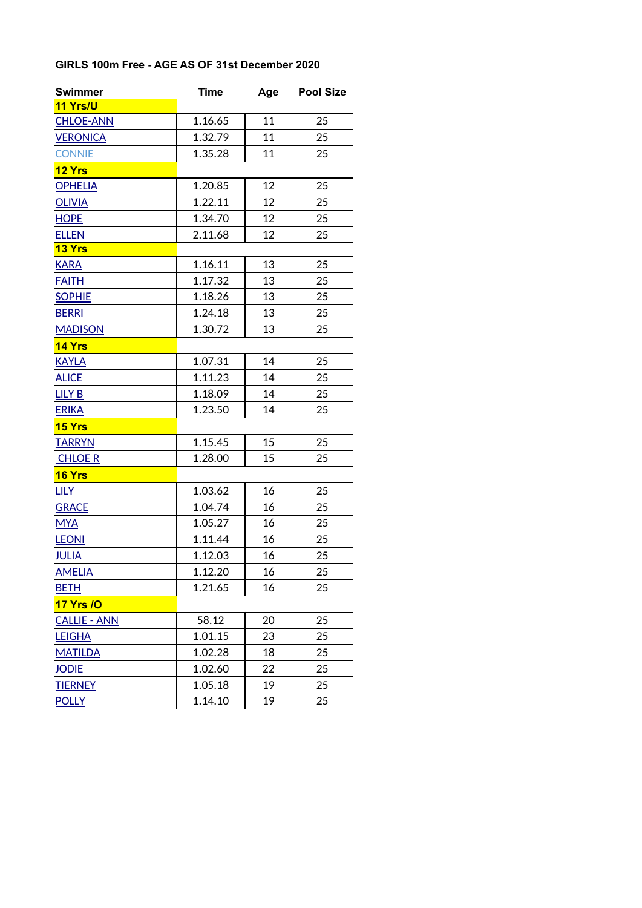**GIRLS 100m Free - AGE AS OF 31st December 2020**

| Swimmer | Time | Age | Pool Size |
|---|---|---|---|
| **11 Yrs/U** | | | |
| CHLOE-ANN | 1.16.65 | 11 | 25 |
| VERONICA | 1.32.79 | 11 | 25 |
| CONNIE | 1.35.28 | 11 | 25 |
| **12 Yrs** | | | |
| OPHELIA | 1.20.85 | 12 | 25 |
| OLIVIA | 1.22.11 | 12 | 25 |
| HOPE | 1.34.70 | 12 | 25 |
| ELLEN | 2.11.68 | 12 | 25 |
| **13 Yrs** | | | |
| KARA | 1.16.11 | 13 | 25 |
| FAITH | 1.17.32 | 13 | 25 |
| SOPHIE | 1.18.26 | 13 | 25 |
| BERRI | 1.24.18 | 13 | 25 |
| MADISON | 1.30.72 | 13 | 25 |
| **14 Yrs** | | | |
| KAYLA | 1.07.31 | 14 | 25 |
| ALICE | 1.11.23 | 14 | 25 |
| LILY B | 1.18.09 | 14 | 25 |
| ERIKA | 1.23.50 | 14 | 25 |
| **15 Yrs** | | | |
| TARRYN | 1.15.45 | 15 | 25 |
| CHLOE R | 1.28.00 | 15 | 25 |
| **16 Yrs** | | | |
| LILY | 1.03.62 | 16 | 25 |
| GRACE | 1.04.74 | 16 | 25 |
| MYA | 1.05.27 | 16 | 25 |
| LEONI | 1.11.44 | 16 | 25 |
| JULIA | 1.12.03 | 16 | 25 |
| AMELIA | 1.12.20 | 16 | 25 |
| BETH | 1.21.65 | 16 | 25 |
| **17 Yrs /O** | | | |
| CALLIE - ANN | 58.12 | 20 | 25 |
| LEIGHA | 1.01.15 | 23 | 25 |
| MATILDA | 1.02.28 | 18 | 25 |
| JODIE | 1.02.60 | 22 | 25 |
| TIERNEY | 1.05.18 | 19 | 25 |
| POLLY | 1.14.10 | 19 | 25 |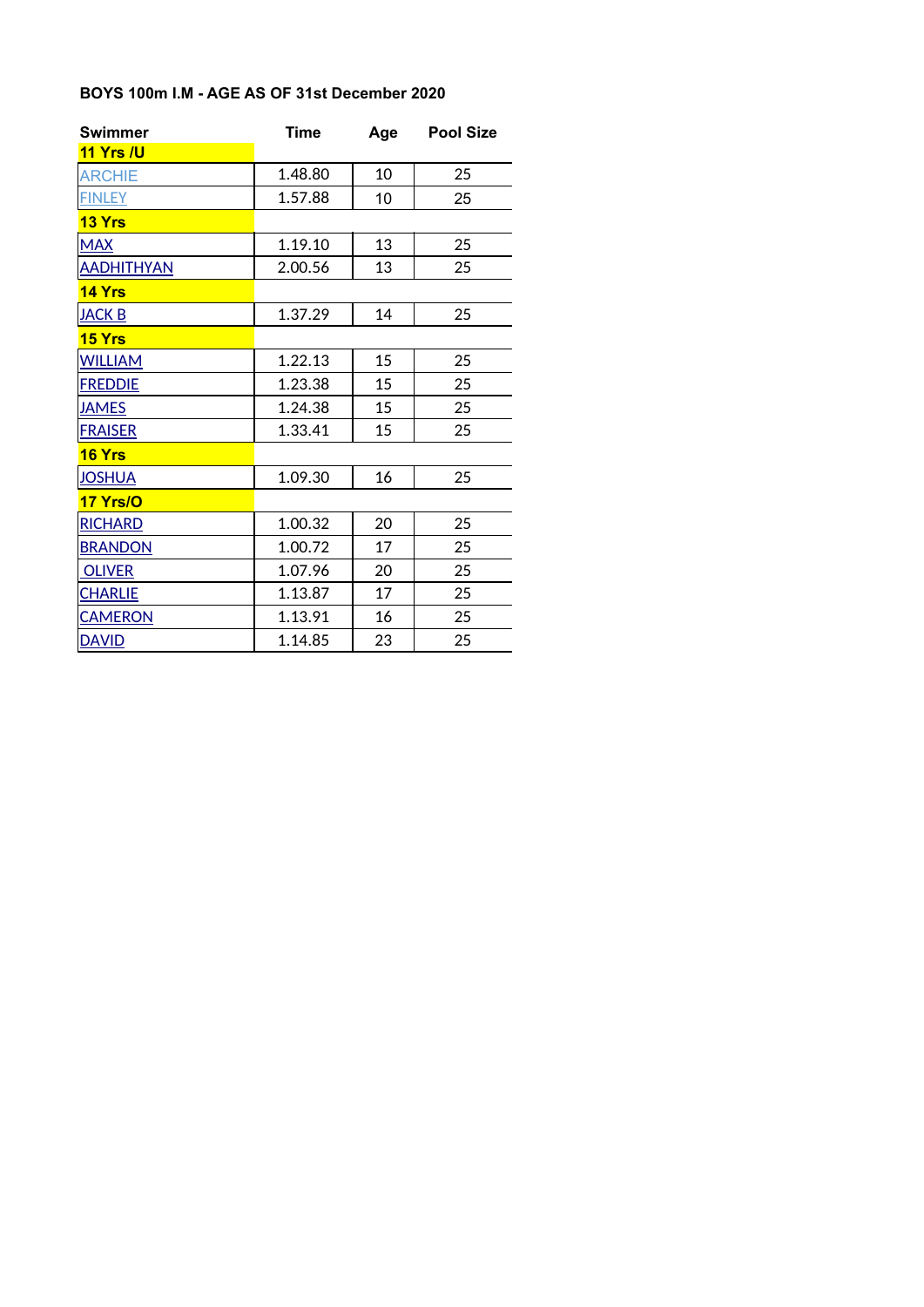### BOYS 100m I.M - AGE AS OF 31st December 2020

| Swimmer | Time | Age | Pool Size |
|---|---|---|---|
| **11 Yrs /U** | | | |
| ARCHIE | 1.48.80 | 10 | 25 |
| FINLEY | 1.57.88 | 10 | 25 |
| **13 Yrs** | | | |
| MAX | 1.19.10 | 13 | 25 |
| AADHITHYAN | 2.00.56 | 13 | 25 |
| **14 Yrs** | | | |
| JACK B | 1.37.29 | 14 | 25 |
| **15 Yrs** | | | |
| WILLIAM | 1.22.13 | 15 | 25 |
| FREDDIE | 1.23.38 | 15 | 25 |
| JAMES | 1.24.38 | 15 | 25 |
| FRAISER | 1.33.41 | 15 | 25 |
| **16 Yrs** | | | |
| JOSHUA | 1.09.30 | 16 | 25 |
| **17 Yrs/O** | | | |
| RICHARD | 1.00.32 | 20 | 25 |
| BRANDON | 1.00.72 | 17 | 25 |
| OLIVER | 1.07.96 | 20 | 25 |
| CHARLIE | 1.13.87 | 17 | 25 |
| CAMERON | 1.13.91 | 16 | 25 |
| DAVID | 1.14.85 | 23 | 25 |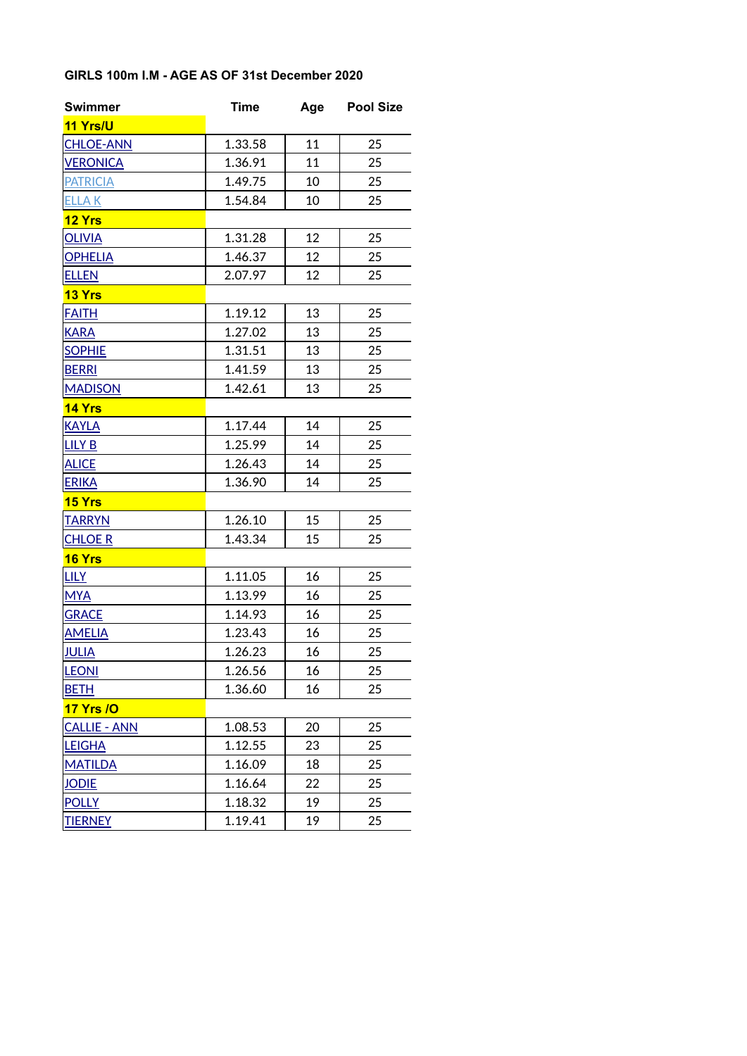**GIRLS 100m I.M - AGE AS OF 31st December 2020**

| Swimmer | Time | Age | Pool Size |
|---|---|---|---|
| **11 Yrs/U** | | | |
| CHLOE-ANN | 1.33.58 | 11 | 25 |
| VERONICA | 1.36.91 | 11 | 25 |
| PATRICIA | 1.49.75 | 10 | 25 |
| ELLA K | 1.54.84 | 10 | 25 |
| **12 Yrs** | | | |
| OLIVIA | 1.31.28 | 12 | 25 |
| OPHELIA | 1.46.37 | 12 | 25 |
| ELLEN | 2.07.97 | 12 | 25 |
| **13 Yrs** | | | |
| FAITH | 1.19.12 | 13 | 25 |
| KARA | 1.27.02 | 13 | 25 |
| SOPHIE | 1.31.51 | 13 | 25 |
| BERRI | 1.41.59 | 13 | 25 |
| MADISON | 1.42.61 | 13 | 25 |
| **14 Yrs** | | | |
| KAYLA | 1.17.44 | 14 | 25 |
| LILY B | 1.25.99 | 14 | 25 |
| ALICE | 1.26.43 | 14 | 25 |
| ERIKA | 1.36.90 | 14 | 25 |
| **15 Yrs** | | | |
| TARRYN | 1.26.10 | 15 | 25 |
| CHLOE R | 1.43.34 | 15 | 25 |
| **16 Yrs** | | | |
| LILY | 1.11.05 | 16 | 25 |
| MYA | 1.13.99 | 16 | 25 |
| GRACE | 1.14.93 | 16 | 25 |
| AMELIA | 1.23.43 | 16 | 25 |
| JULIA | 1.26.23 | 16 | 25 |
| LEONI | 1.26.56 | 16 | 25 |
| BETH | 1.36.60 | 16 | 25 |
| **17 Yrs /O** | | | |
| CALLIE - ANN | 1.08.53 | 20 | 25 |
| LEIGHA | 1.12.55 | 23 | 25 |
| MATILDA | 1.16.09 | 18 | 25 |
| JODIE | 1.16.64 | 22 | 25 |
| POLLY | 1.18.32 | 19 | 25 |
| TIERNEY | 1.19.41 | 19 | 25 |